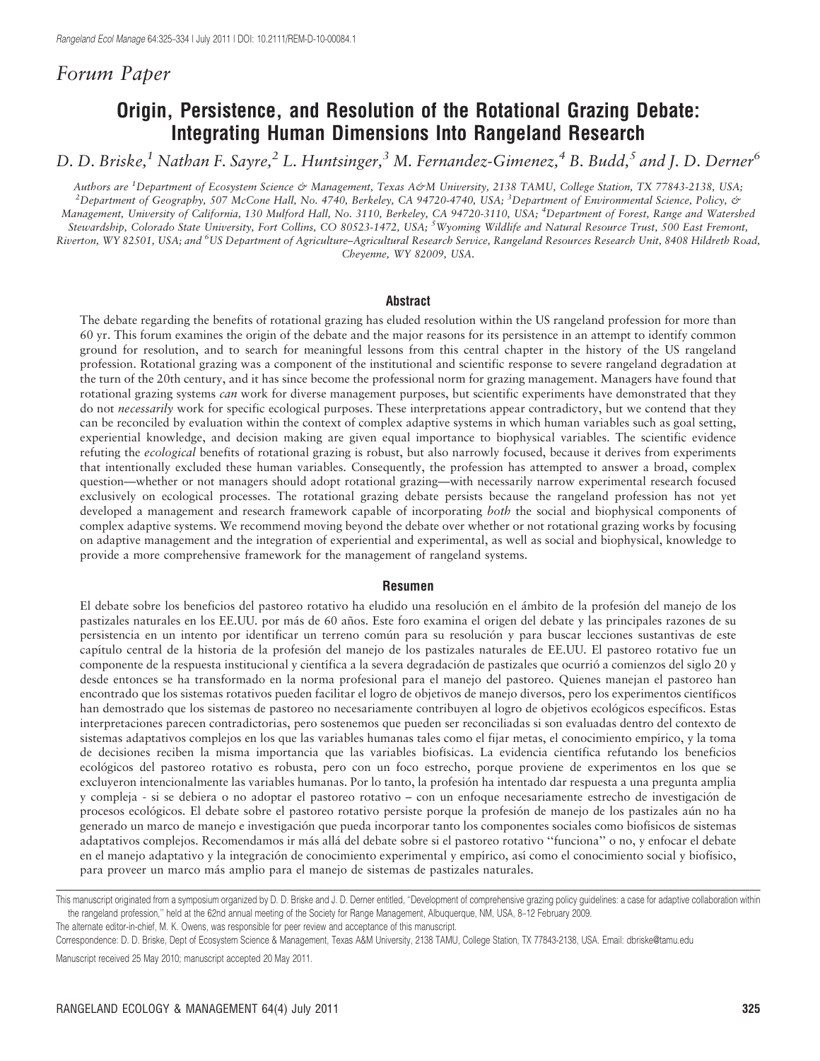*Forum Paper*

# Origin, Persistence, and Resolution of the Rotational Grazing Debate: Integrating Human Dimensions Into Rangeland Research

*D. D. Briske,[1] Nathan F. Sayre,[2] L. Huntsinger,[3] M. Fernandez-Gimenez,[4] B. Budd,[5] and J. D. Derner[6]*

*Authors are [1]Department of Ecosystem Science & Management, Texas A&M University, 2138 TAMU, College Station, TX 77843-2138, USA; [2]Department of Geography, 507 McCone Hall, No. 4740, Berkeley, CA 94720-4740, USA; [3]Department of Environmental Science, Policy, & Management, University of California, 130 Mulford Hall, No. 3110, Berkeley, CA 94720-3110, USA; [4]Department of Forest, Range and Watershed Stewardship, Colorado State University, Fort Collins, CO 80523-1472, USA; [5]Wyoming Wildlife and Natural Resource Trust, 500 East Fremont, Riverton, WY 82501, USA; and [6]US Department of Agriculture–Agricultural Research Service, Rangeland Resources Research Unit, 8408 Hildreth Road, Cheyenne, WY 82009, USA.*

## Abstract

The debate regarding the benefits of rotational grazing has eluded resolution within the US rangeland profession for more than 60 yr. This forum examines the origin of the debate and the major reasons for its persistence in an attempt to identify common ground for resolution, and to search for meaningful lessons from this central chapter in the history of the US rangeland profession. Rotational grazing was a component of the institutional and scientific response to severe rangeland degradation at the turn of the 20th century, and it has since become the professional norm for grazing management. Managers have found that rotational grazing systems *can* work for diverse management purposes, but scientific experiments have demonstrated that they do not *necessarily* work for specific ecological purposes. These interpretations appear contradictory, but we contend that they can be reconciled by evaluation within the context of complex adaptive systems in which human variables such as goal setting, experiential knowledge, and decision making are given equal importance to biophysical variables. The scientific evidence refuting the *ecological* benefits of rotational grazing is robust, but also narrowly focused, because it derives from experiments that intentionally excluded these human variables. Consequently, the profession has attempted to answer a broad, complex question—whether or not managers should adopt rotational grazing—with necessarily narrow experimental research focused exclusively on ecological processes. The rotational grazing debate persists because the rangeland profession has not yet developed a management and research framework capable of incorporating *both* the social and biophysical components of complex adaptive systems. We recommend moving beyond the debate over whether or not rotational grazing works by focusing on adaptive management and the integration of experiential and experimental, as well as social and biophysical, knowledge to provide a more comprehensive framework for the management of rangeland systems.

## Resumen

El debate sobre los beneficios del pastoreo rotativo ha eludido una resolución en el ámbito de la profesión del manejo de los pastizales naturales en los EE.UU. por más de 60 años. Este foro examina el origen del debate y las principales razones de su persistencia en un intento por identificar un terreno común para su resolución y para buscar lecciones sustantivas de este capítulo central de la historia de la profesión del manejo de los pastizales naturales de EE.UU. El pastoreo rotativo fue un componente de la respuesta institucional y científica a la severa degradación de pastizales que ocurrió a comienzos del siglo 20 y desde entonces se ha transformado en la norma profesional para el manejo del pastoreo. Quienes manejan el pastoreo han encontrado que los sistemas rotativos pueden facilitar el logro de objetivos de manejo diversos, pero los experimentos científicos han demostrado que los sistemas de pastoreo no necesariamente contribuyen al logro de objetivos ecológicos específicos. Estas interpretaciones parecen contradictorias, pero sostenemos que pueden ser reconciliadas si son evaluadas dentro del contexto de sistemas adaptativos complejos en los que las variables humanas tales como el fijar metas, el conocimiento empírico, y la toma de decisiones reciben la misma importancia que las variables biofísicas. La evidencia científica refutando los beneficios ecológicos del pastoreo rotativo es robusta, pero con un foco estrecho, porque proviene de experimentos en los que se excluyeron intencionalmente las variables humanas. Por lo tanto, la profesión ha intentado dar respuesta a una pregunta amplia y compleja - si se debiera o no adoptar el pastoreo rotativo – con un enfoque necesariamente estrecho de investigación de procesos ecológicos. El debate sobre el pastoreo rotativo persiste porque la profesión de manejo de los pastizales aún no ha generado un marco de manejo e investigación que pueda incorporar tanto los componentes sociales como biofísicos de sistemas adaptativos complejos. Recomendamos ir más allá del debate sobre si el pastoreo rotativo ''funciona'' o no, y enfocar el debate en el manejo adaptativo y la integración de conocimiento experimental y empírico, así como el conocimiento social y biofísico, para proveer un marco más amplio para el manejo de sistemas de pastizales naturales.

---

This manuscript originated from a symposium organized by D. D. Briske and J. D. Derner entitled, ''Development of comprehensive grazing policy guidelines: a case for adaptive collaboration within the rangeland profession,'' held at the 62nd annual meeting of the Society for Range Management, Albuquerque, NM, USA, 8–12 February 2009.

The alternate editor-in-chief, M. K. Owens, was responsible for peer review and acceptance of this manuscript.

Correspondence: D. D. Briske, Dept of Ecosystem Science & Management, Texas A&M University, 2138 TAMU, College Station, TX 77843-2138, USA. Email: dbriske@tamu.edu

Manuscript received 25 May 2010; manuscript accepted 20 May 2011.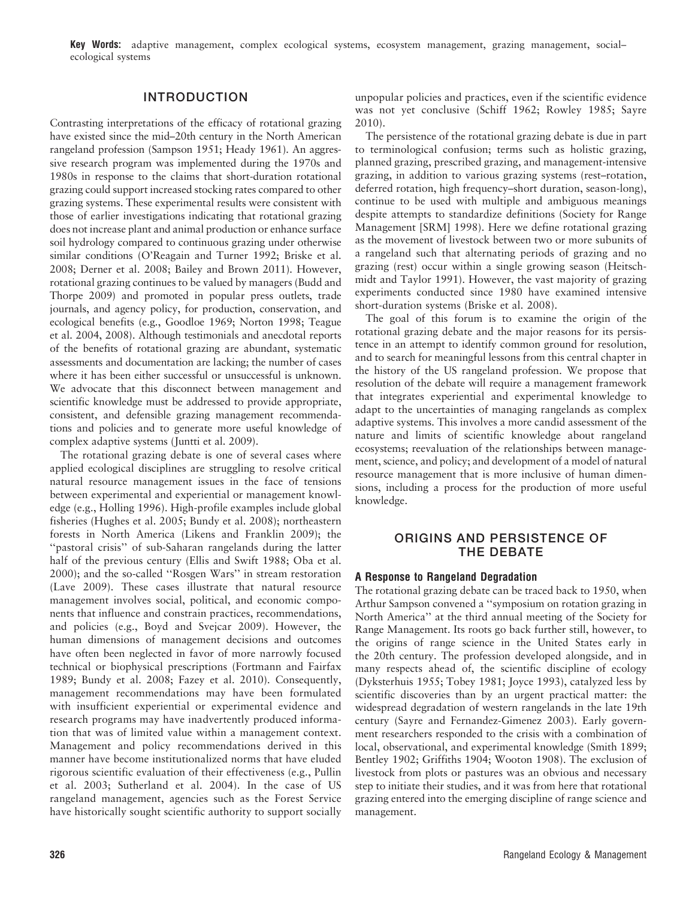**Key Words:** adaptive management, complex ecological systems, ecosystem management, grazing management, social–ecological systems

## INTRODUCTION

Contrasting interpretations of the efficacy of rotational grazing have existed since the mid–20th century in the North American rangeland profession (Sampson 1951; Heady 1961). An aggressive research program was implemented during the 1970s and 1980s in response to the claims that short-duration rotational grazing could support increased stocking rates compared to other grazing systems. These experimental results were consistent with those of earlier investigations indicating that rotational grazing does not increase plant and animal production or enhance surface soil hydrology compared to continuous grazing under otherwise similar conditions (O'Reagain and Turner 1992; Briske et al. 2008; Derner et al. 2008; Bailey and Brown 2011). However, rotational grazing continues to be valued by managers (Budd and Thorpe 2009) and promoted in popular press outlets, trade journals, and agency policy, for production, conservation, and ecological benefits (e.g., Goodloe 1969; Norton 1998; Teague et al. 2004, 2008). Although testimonials and anecdotal reports of the benefits of rotational grazing are abundant, systematic assessments and documentation are lacking; the number of cases where it has been either successful or unsuccessful is unknown. We advocate that this disconnect between management and scientific knowledge must be addressed to provide appropriate, consistent, and defensible grazing management recommendations and policies and to generate more useful knowledge of complex adaptive systems (Juntti et al. 2009).

The rotational grazing debate is one of several cases where applied ecological disciplines are struggling to resolve critical natural resource management issues in the face of tensions between experimental and experiential or management knowledge (e.g., Holling 1996). High-profile examples include global fisheries (Hughes et al. 2005; Bundy et al. 2008); northeastern forests in North America (Likens and Franklin 2009); the "pastoral crisis" of sub-Saharan rangelands during the latter half of the previous century (Ellis and Swift 1988; Oba et al. 2000); and the so-called "Rosgen Wars" in stream restoration (Lave 2009). These cases illustrate that natural resource management involves social, political, and economic components that influence and constrain practices, recommendations, and policies (e.g., Boyd and Svejcar 2009). However, the human dimensions of management decisions and outcomes have often been neglected in favor of more narrowly focused technical or biophysical prescriptions (Fortmann and Fairfax 1989; Bundy et al. 2008; Fazey et al. 2010). Consequently, management recommendations may have been formulated with insufficient experiential or experimental evidence and research programs may have inadvertently produced information that was of limited value within a management context. Management and policy recommendations derived in this manner have become institutionalized norms that have eluded rigorous scientific evaluation of their effectiveness (e.g., Pullin et al. 2003; Sutherland et al. 2004). In the case of US rangeland management, agencies such as the Forest Service have historically sought scientific authority to support socially unpopular policies and practices, even if the scientific evidence was not yet conclusive (Schiff 1962; Rowley 1985; Sayre 2010).

The persistence of the rotational grazing debate is due in part to terminological confusion; terms such as holistic grazing, planned grazing, prescribed grazing, and management-intensive grazing, in addition to various grazing systems (rest–rotation, deferred rotation, high frequency–short duration, season-long), continue to be used with multiple and ambiguous meanings despite attempts to standardize definitions (Society for Range Management [SRM] 1998). Here we define rotational grazing as the movement of livestock between two or more subunits of a rangeland such that alternating periods of grazing and no grazing (rest) occur within a single growing season (Heitschmidt and Taylor 1991). However, the vast majority of grazing experiments conducted since 1980 have examined intensive short-duration systems (Briske et al. 2008).

The goal of this forum is to examine the origin of the rotational grazing debate and the major reasons for its persistence in an attempt to identify common ground for resolution, and to search for meaningful lessons from this central chapter in the history of the US rangeland profession. We propose that resolution of the debate will require a management framework that integrates experiential and experimental knowledge to adapt to the uncertainties of managing rangelands as complex adaptive systems. This involves a more candid assessment of the nature and limits of scientific knowledge about rangeland ecosystems; reevaluation of the relationships between management, science, and policy; and development of a model of natural resource management that is more inclusive of human dimensions, including a process for the production of more useful knowledge.

## ORIGINS AND PERSISTENCE OF THE DEBATE

### A Response to Rangeland Degradation

The rotational grazing debate can be traced back to 1950, when Arthur Sampson convened a "symposium on rotation grazing in North America" at the third annual meeting of the Society for Range Management. Its roots go back further still, however, to the origins of range science in the United States early in the 20th century. The profession developed alongside, and in many respects ahead of, the scientific discipline of ecology (Dyksterhuis 1955; Tobey 1981; Joyce 1993), catalyzed less by scientific discoveries than by an urgent practical matter: the widespread degradation of western rangelands in the late 19th century (Sayre and Fernandez-Gimenez 2003). Early government researchers responded to the crisis with a combination of local, observational, and experimental knowledge (Smith 1899; Bentley 1902; Griffiths 1904; Wooton 1908). The exclusion of livestock from plots or pastures was an obvious and necessary step to initiate their studies, and it was from here that rotational grazing entered into the emerging discipline of range science and management.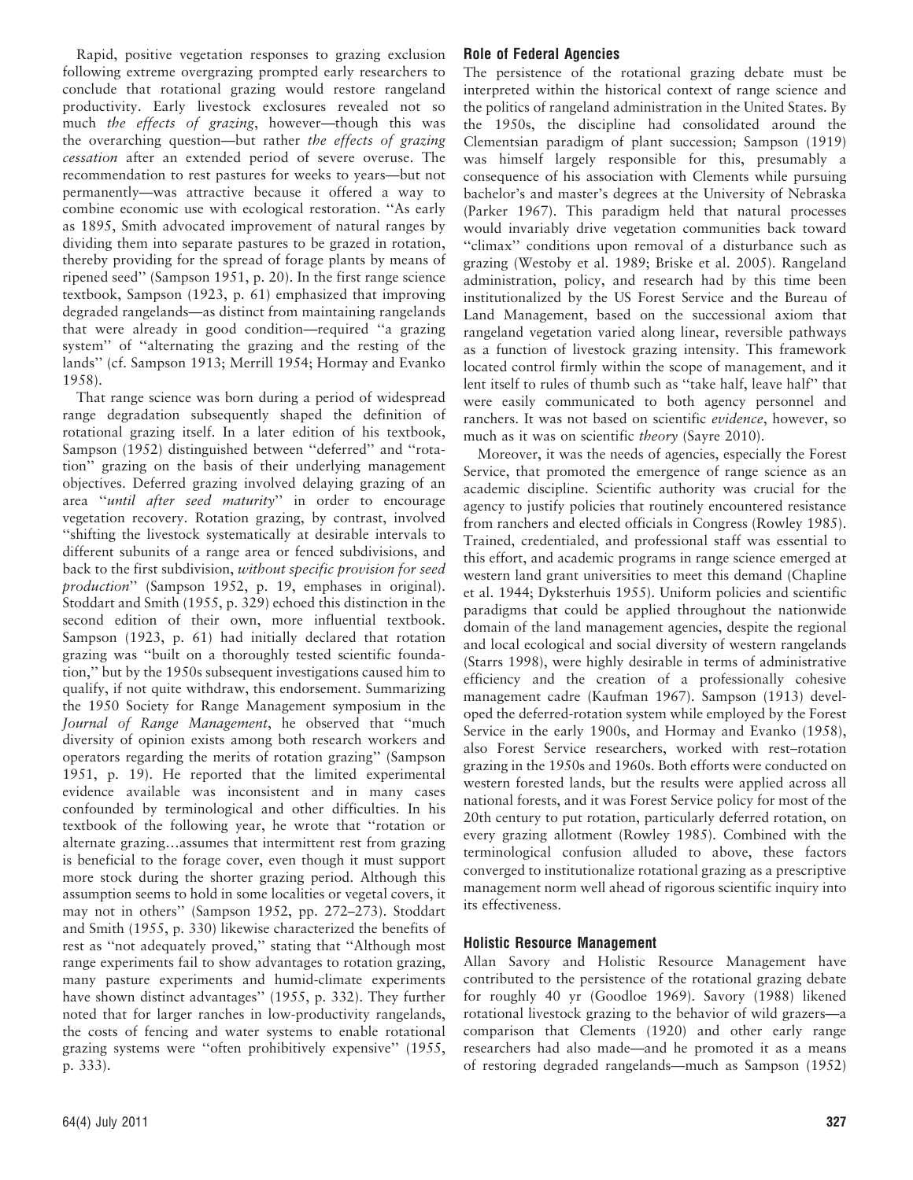Rapid, positive vegetation responses to grazing exclusion following extreme overgrazing prompted early researchers to conclude that rotational grazing would restore rangeland productivity. Early livestock exclosures revealed not so much *the effects of grazing*, however—though this was the overarching question—but rather *the effects of grazing cessation* after an extended period of severe overuse. The recommendation to rest pastures for weeks to years—but not permanently—was attractive because it offered a way to combine economic use with ecological restoration. ''As early as 1895, Smith advocated improvement of natural ranges by dividing them into separate pastures to be grazed in rotation, thereby providing for the spread of forage plants by means of ripened seed'' (Sampson 1951, p. 20). In the first range science textbook, Sampson (1923, p. 61) emphasized that improving degraded rangelands—as distinct from maintaining rangelands that were already in good condition—required ''a grazing system'' of ''alternating the grazing and the resting of the lands'' (cf. Sampson 1913; Merrill 1954; Hormay and Evanko 1958).

That range science was born during a period of widespread range degradation subsequently shaped the definition of rotational grazing itself. In a later edition of his textbook, Sampson (1952) distinguished between ''deferred'' and ''rotation'' grazing on the basis of their underlying management objectives. Deferred grazing involved delaying grazing of an area ''*until after seed maturity*'' in order to encourage vegetation recovery. Rotation grazing, by contrast, involved ''shifting the livestock systematically at desirable intervals to different subunits of a range area or fenced subdivisions, and back to the first subdivision, *without specific provision for seed production*'' (Sampson 1952, p. 19, emphases in original). Stoddart and Smith (1955, p. 329) echoed this distinction in the second edition of their own, more influential textbook. Sampson (1923, p. 61) had initially declared that rotation grazing was ''built on a thoroughly tested scientific foundation,'' but by the 1950s subsequent investigations caused him to qualify, if not quite withdraw, this endorsement. Summarizing the 1950 Society for Range Management symposium in the *Journal of Range Management*, he observed that ''much diversity of opinion exists among both research workers and operators regarding the merits of rotation grazing'' (Sampson 1951, p. 19). He reported that the limited experimental evidence available was inconsistent and in many cases confounded by terminological and other difficulties. In his textbook of the following year, he wrote that ''rotation or alternate grazing…assumes that intermittent rest from grazing is beneficial to the forage cover, even though it must support more stock during the shorter grazing period. Although this assumption seems to hold in some localities or vegetal covers, it may not in others'' (Sampson 1952, pp. 272–273). Stoddart and Smith (1955, p. 330) likewise characterized the benefits of rest as ''not adequately proved,'' stating that ''Although most range experiments fail to show advantages to rotation grazing, many pasture experiments and humid-climate experiments have shown distinct advantages'' (1955, p. 332). They further noted that for larger ranches in low-productivity rangelands, the costs of fencing and water systems to enable rotational grazing systems were ''often prohibitively expensive'' (1955, p. 333).

## Role of Federal Agencies

The persistence of the rotational grazing debate must be interpreted within the historical context of range science and the politics of rangeland administration in the United States. By the 1950s, the discipline had consolidated around the Clementsian paradigm of plant succession; Sampson (1919) was himself largely responsible for this, presumably a consequence of his association with Clements while pursuing bachelor's and master's degrees at the University of Nebraska (Parker 1967). This paradigm held that natural processes would invariably drive vegetation communities back toward ''climax'' conditions upon removal of a disturbance such as grazing (Westoby et al. 1989; Briske et al. 2005). Rangeland administration, policy, and research had by this time been institutionalized by the US Forest Service and the Bureau of Land Management, based on the successional axiom that rangeland vegetation varied along linear, reversible pathways as a function of livestock grazing intensity. This framework located control firmly within the scope of management, and it lent itself to rules of thumb such as ''take half, leave half'' that were easily communicated to both agency personnel and ranchers. It was not based on scientific *evidence*, however, so much as it was on scientific *theory* (Sayre 2010).

Moreover, it was the needs of agencies, especially the Forest Service, that promoted the emergence of range science as an academic discipline. Scientific authority was crucial for the agency to justify policies that routinely encountered resistance from ranchers and elected officials in Congress (Rowley 1985). Trained, credentialed, and professional staff was essential to this effort, and academic programs in range science emerged at western land grant universities to meet this demand (Chapline et al. 1944; Dyksterhuis 1955). Uniform policies and scientific paradigms that could be applied throughout the nationwide domain of the land management agencies, despite the regional and local ecological and social diversity of western rangelands (Starrs 1998), were highly desirable in terms of administrative efficiency and the creation of a professionally cohesive management cadre (Kaufman 1967). Sampson (1913) developed the deferred-rotation system while employed by the Forest Service in the early 1900s, and Hormay and Evanko (1958), also Forest Service researchers, worked with rest–rotation grazing in the 1950s and 1960s. Both efforts were conducted on western forested lands, but the results were applied across all national forests, and it was Forest Service policy for most of the 20th century to put rotation, particularly deferred rotation, on every grazing allotment (Rowley 1985). Combined with the terminological confusion alluded to above, these factors converged to institutionalize rotational grazing as a prescriptive management norm well ahead of rigorous scientific inquiry into its effectiveness.

## Holistic Resource Management

Allan Savory and Holistic Resource Management have contributed to the persistence of the rotational grazing debate for roughly 40 yr (Goodloe 1969). Savory (1988) likened rotational livestock grazing to the behavior of wild grazers—a comparison that Clements (1920) and other early range researchers had also made—and he promoted it as a means of restoring degraded rangelands—much as Sampson (1952)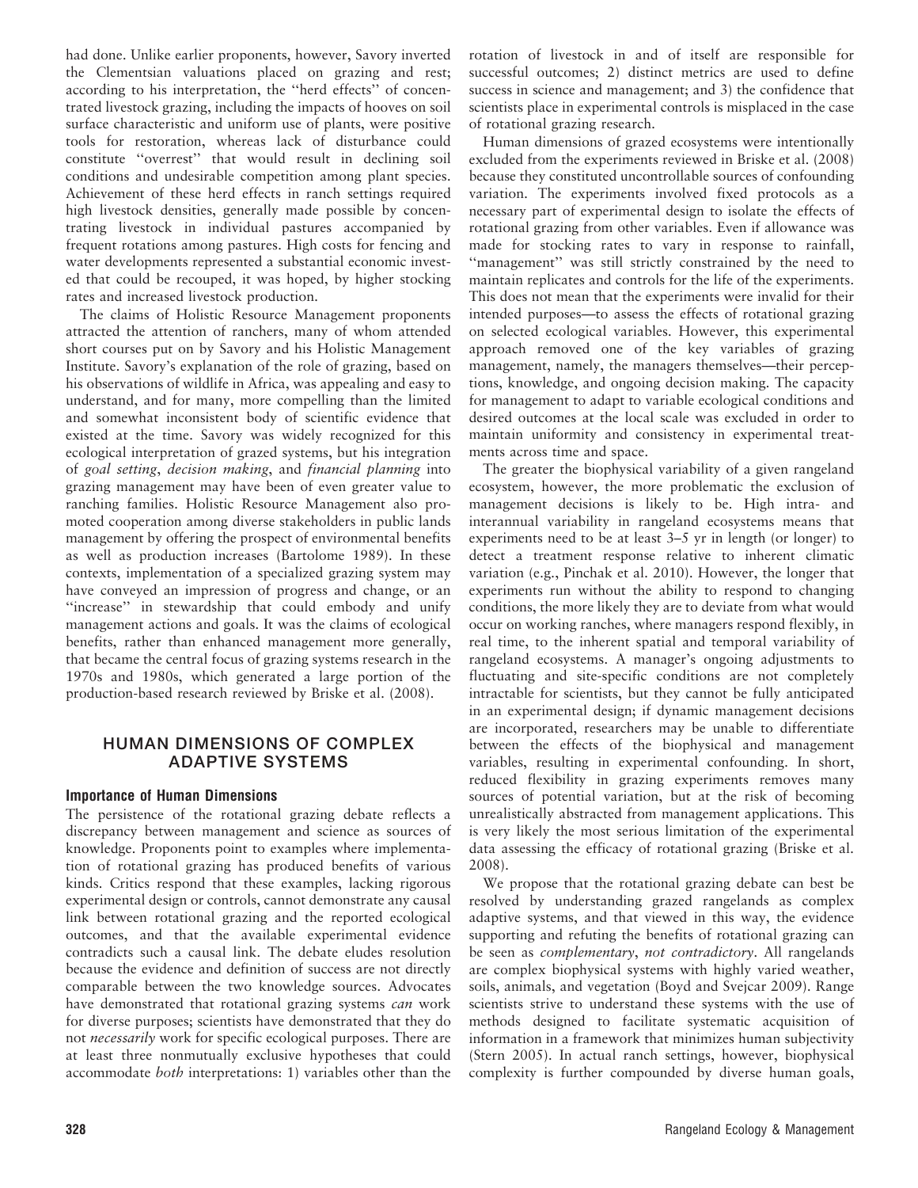had done. Unlike earlier proponents, however, Savory inverted the Clementsian valuations placed on grazing and rest; according to his interpretation, the ''herd effects'' of concentrated livestock grazing, including the impacts of hooves on soil surface characteristic and uniform use of plants, were positive tools for restoration, whereas lack of disturbance could constitute ''overrest'' that would result in declining soil conditions and undesirable competition among plant species. Achievement of these herd effects in ranch settings required high livestock densities, generally made possible by concentrating livestock in individual pastures accompanied by frequent rotations among pastures. High costs for fencing and water developments represented a substantial economic investment that could be recouped, it was hoped, by higher stocking rates and increased livestock production.

The claims of Holistic Resource Management proponents attracted the attention of ranchers, many of whom attended short courses put on by Savory and his Holistic Management Institute. Savory's explanation of the role of grazing, based on his observations of wildlife in Africa, was appealing and easy to understand, and for many, more compelling than the limited and somewhat inconsistent body of scientific evidence that existed at the time. Savory was widely recognized for this ecological interpretation of grazed systems, but his integration of *goal setting*, *decision making*, and *financial planning* into grazing management may have been of even greater value to ranching families. Holistic Resource Management also promoted cooperation among diverse stakeholders in public lands management by offering the prospect of environmental benefits as well as production increases (Bartolome 1989). In these contexts, implementation of a specialized grazing system may have conveyed an impression of progress and change, or an ''increase'' in stewardship that could embody and unify management actions and goals. It was the claims of ecological benefits, rather than enhanced management more generally, that became the central focus of grazing systems research in the 1970s and 1980s, which generated a large portion of the production-based research reviewed by Briske et al. (2008).

## HUMAN DIMENSIONS OF COMPLEX ADAPTIVE SYSTEMS

### Importance of Human Dimensions

The persistence of the rotational grazing debate reflects a discrepancy between management and science as sources of knowledge. Proponents point to examples where implementation of rotational grazing has produced benefits of various kinds. Critics respond that these examples, lacking rigorous experimental design or controls, cannot demonstrate any causal link between rotational grazing and the reported ecological outcomes, and that the available experimental evidence contradicts such a causal link. The debate eludes resolution because the evidence and definition of success are not directly comparable between the two knowledge sources. Advocates have demonstrated that rotational grazing systems *can* work for diverse purposes; scientists have demonstrated that they do not *necessarily* work for specific ecological purposes. There are at least three nonmutually exclusive hypotheses that could accommodate *both* interpretations: 1) variables other than the rotation of livestock in and of itself are responsible for successful outcomes; 2) distinct metrics are used to define success in science and management; and 3) the confidence that scientists place in experimental controls is misplaced in the case of rotational grazing research.

Human dimensions of grazed ecosystems were intentionally excluded from the experiments reviewed in Briske et al. (2008) because they constituted uncontrollable sources of confounding variation. The experiments involved fixed protocols as a necessary part of experimental design to isolate the effects of rotational grazing from other variables. Even if allowance was made for stocking rates to vary in response to rainfall, ''management'' was still strictly constrained by the need to maintain replicates and controls for the life of the experiments. This does not mean that the experiments were invalid for their intended purposes—to assess the effects of rotational grazing on selected ecological variables. However, this experimental approach removed one of the key variables of grazing management, namely, the managers themselves—their perceptions, knowledge, and ongoing decision making. The capacity for management to adapt to variable ecological conditions and desired outcomes at the local scale was excluded in order to maintain uniformity and consistency in experimental treatments across time and space.

The greater the biophysical variability of a given rangeland ecosystem, however, the more problematic the exclusion of management decisions is likely to be. High intra- and interannual variability in rangeland ecosystems means that experiments need to be at least 3–5 yr in length (or longer) to detect a treatment response relative to inherent climatic variation (e.g., Pinchak et al. 2010). However, the longer that experiments run without the ability to respond to changing conditions, the more likely they are to deviate from what would occur on working ranches, where managers respond flexibly, in real time, to the inherent spatial and temporal variability of rangeland ecosystems. A manager's ongoing adjustments to fluctuating and site-specific conditions are not completely intractable for scientists, but they cannot be fully anticipated in an experimental design; if dynamic management decisions are incorporated, researchers may be unable to differentiate between the effects of the biophysical and management variables, resulting in experimental confounding. In short, reduced flexibility in grazing experiments removes many sources of potential variation, but at the risk of becoming unrealistically abstracted from management applications. This is very likely the most serious limitation of the experimental data assessing the efficacy of rotational grazing (Briske et al. 2008).

We propose that the rotational grazing debate can best be resolved by understanding grazed rangelands as complex adaptive systems, and that viewed in this way, the evidence supporting and refuting the benefits of rotational grazing can be seen as *complementary*, *not contradictory*. All rangelands are complex biophysical systems with highly varied weather, soils, animals, and vegetation (Boyd and Svejcar 2009). Range scientists strive to understand these systems with the use of methods designed to facilitate systematic acquisition of information in a framework that minimizes human subjectivity (Stern 2005). In actual ranch settings, however, biophysical complexity is further compounded by diverse human goals,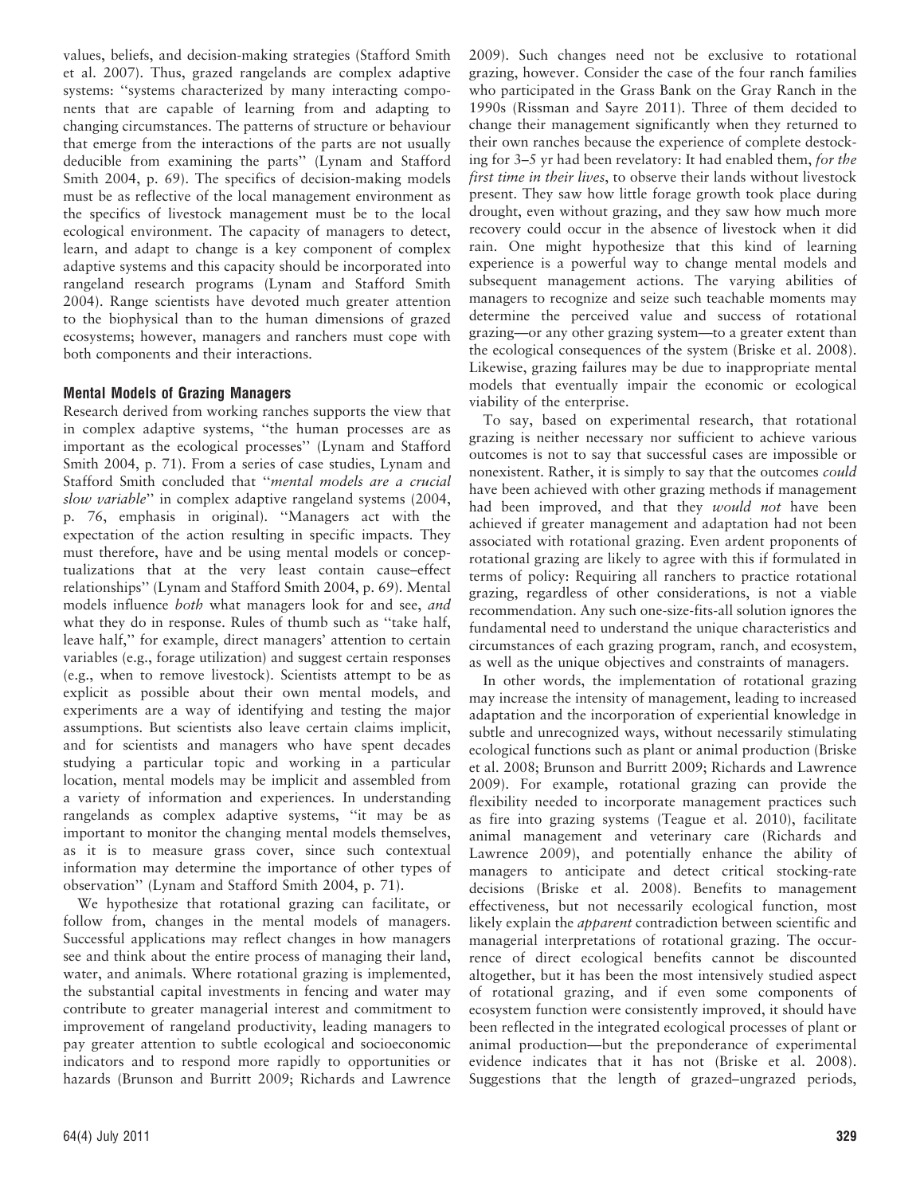values, beliefs, and decision-making strategies (Stafford Smith et al. 2007). Thus, grazed rangelands are complex adaptive systems: "systems characterized by many interacting components that are capable of learning from and adapting to changing circumstances. The patterns of structure or behaviour that emerge from the interactions of the parts are not usually deducible from examining the parts" (Lynam and Stafford Smith 2004, p. 69). The specifics of decision-making models must be as reflective of the local management environment as the specifics of livestock management must be to the local ecological environment. The capacity of managers to detect, learn, and adapt to change is a key component of complex adaptive systems and this capacity should be incorporated into rangeland research programs (Lynam and Stafford Smith 2004). Range scientists have devoted much greater attention to the biophysical than to the human dimensions of grazed ecosystems; however, managers and ranchers must cope with both components and their interactions.

### Mental Models of Grazing Managers

Research derived from working ranches supports the view that in complex adaptive systems, "the human processes are as important as the ecological processes" (Lynam and Stafford Smith 2004, p. 71). From a series of case studies, Lynam and Stafford Smith concluded that "*mental models are a crucial slow variable*" in complex adaptive rangeland systems (2004, p. 76, emphasis in original). "Managers act with the expectation of the action resulting in specific impacts. They must therefore, have and be using mental models or conceptualizations that at the very least contain cause–effect relationships" (Lynam and Stafford Smith 2004, p. 69). Mental models influence *both* what managers look for and see, *and* what they do in response. Rules of thumb such as "take half, leave half," for example, direct managers' attention to certain variables (e.g., forage utilization) and suggest certain responses (e.g., when to remove livestock). Scientists attempt to be as explicit as possible about their own mental models, and experiments are a way of identifying and testing the major assumptions. But scientists also leave certain claims implicit, and for scientists and managers who have spent decades studying a particular topic and working in a particular location, mental models may be implicit and assembled from a variety of information and experiences. In understanding rangelands as complex adaptive systems, "it may be as important to monitor the changing mental models themselves, as it is to measure grass cover, since such contextual information may determine the importance of other types of observation" (Lynam and Stafford Smith 2004, p. 71).

We hypothesize that rotational grazing can facilitate, or follow from, changes in the mental models of managers. Successful applications may reflect changes in how managers see and think about the entire process of managing their land, water, and animals. Where rotational grazing is implemented, the substantial capital investments in fencing and water may contribute to greater managerial interest and commitment to improvement of rangeland productivity, leading managers to pay greater attention to subtle ecological and socioeconomic indicators and to respond more rapidly to opportunities or hazards (Brunson and Burritt 2009; Richards and Lawrence 2009). Such changes need not be exclusive to rotational grazing, however. Consider the case of the four ranch families who participated in the Grass Bank on the Gray Ranch in the 1990s (Rissman and Sayre 2011). Three of them decided to change their management significantly when they returned to their own ranches because the experience of complete destocking for 3–5 yr had been revelatory: It had enabled them, *for the first time in their lives*, to observe their lands without livestock present. They saw how little forage growth took place during drought, even without grazing, and they saw how much more recovery could occur in the absence of livestock when it did rain. One might hypothesize that this kind of learning experience is a powerful way to change mental models and subsequent management actions. The varying abilities of managers to recognize and seize such teachable moments may determine the perceived value and success of rotational grazing—or any other grazing system—to a greater extent than the ecological consequences of the system (Briske et al. 2008). Likewise, grazing failures may be due to inappropriate mental models that eventually impair the economic or ecological viability of the enterprise.

To say, based on experimental research, that rotational grazing is neither necessary nor sufficient to achieve various outcomes is not to say that successful cases are impossible or nonexistent. Rather, it is simply to say that the outcomes *could* have been achieved with other grazing methods if management had been improved, and that they *would not* have been achieved if greater management and adaptation had not been associated with rotational grazing. Even ardent proponents of rotational grazing are likely to agree with this if formulated in terms of policy: Requiring all ranchers to practice rotational grazing, regardless of other considerations, is not a viable recommendation. Any such one-size-fits-all solution ignores the fundamental need to understand the unique characteristics and circumstances of each grazing program, ranch, and ecosystem, as well as the unique objectives and constraints of managers.

In other words, the implementation of rotational grazing may increase the intensity of management, leading to increased adaptation and the incorporation of experiential knowledge in subtle and unrecognized ways, without necessarily stimulating ecological functions such as plant or animal production (Briske et al. 2008; Brunson and Burritt 2009; Richards and Lawrence 2009). For example, rotational grazing can provide the flexibility needed to incorporate management practices such as fire into grazing systems (Teague et al. 2010), facilitate animal management and veterinary care (Richards and Lawrence 2009), and potentially enhance the ability of managers to anticipate and detect critical stocking-rate decisions (Briske et al. 2008). Benefits to management effectiveness, but not necessarily ecological function, most likely explain the *apparent* contradiction between scientific and managerial interpretations of rotational grazing. The occurrence of direct ecological benefits cannot be discounted altogether, but it has been the most intensively studied aspect of rotational grazing, and if even some components of ecosystem function were consistently improved, it should have been reflected in the integrated ecological processes of plant or animal production—but the preponderance of experimental evidence indicates that it has not (Briske et al. 2008). Suggestions that the length of grazed–ungrazed periods,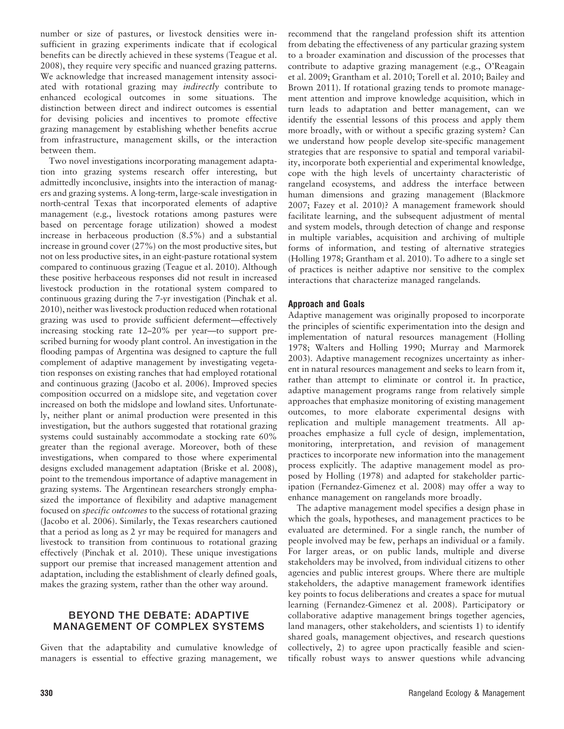number or size of pastures, or livestock densities were insufficient in grazing experiments indicate that if ecological benefits can be directly achieved in these systems (Teague et al. 2008), they require very specific and nuanced grazing patterns. We acknowledge that increased management intensity associated with rotational grazing may *indirectly* contribute to enhanced ecological outcomes in some situations. The distinction between direct and indirect outcomes is essential for devising policies and incentives to promote effective grazing management by establishing whether benefits accrue from infrastructure, management skills, or the interaction between them.

Two novel investigations incorporating management adaptation into grazing systems research offer interesting, but admittedly inconclusive, insights into the interaction of managers and grazing systems. A long-term, large-scale investigation in north-central Texas that incorporated elements of adaptive management (e.g., livestock rotations among pastures were based on percentage forage utilization) showed a modest increase in herbaceous production (8.5%) and a substantial increase in ground cover (27%) on the most productive sites, but not on less productive sites, in an eight-pasture rotational system compared to continuous grazing (Teague et al. 2010). Although these positive herbaceous responses did not result in increased livestock production in the rotational system compared to continuous grazing during the 7-yr investigation (Pinchak et al. 2010), neither was livestock production reduced when rotational grazing was used to provide sufficient deferment—effectively increasing stocking rate 12–20% per year—to support prescribed burning for woody plant control. An investigation in the flooding pampas of Argentina was designed to capture the full complement of adaptive management by investigating vegetation responses on existing ranches that had employed rotational and continuous grazing (Jacobo et al. 2006). Improved species composition occurred on a midslope site, and vegetation cover increased on both the midslope and lowland sites. Unfortunately, neither plant or animal production were presented in this investigation, but the authors suggested that rotational grazing systems could sustainably accommodate a stocking rate 60% greater than the regional average. Moreover, both of these investigations, when compared to those where experimental designs excluded management adaptation (Briske et al. 2008), point to the tremendous importance of adaptive management in grazing systems. The Argentinean researchers strongly emphasized the importance of flexibility and adaptive management focused on *specific outcomes* to the success of rotational grazing (Jacobo et al. 2006). Similarly, the Texas researchers cautioned that a period as long as 2 yr may be required for managers and livestock to transition from continuous to rotational grazing effectively (Pinchak et al. 2010). These unique investigations support our premise that increased management attention and adaptation, including the establishment of clearly defined goals, makes the grazing system, rather than the other way around.

## BEYOND THE DEBATE: ADAPTIVE MANAGEMENT OF COMPLEX SYSTEMS

Given that the adaptability and cumulative knowledge of managers is essential to effective grazing management, we recommend that the rangeland profession shift its attention from debating the effectiveness of any particular grazing system to a broader examination and discussion of the processes that contribute to adaptive grazing management (e.g., O'Reagain et al. 2009; Grantham et al. 2010; Torell et al. 2010; Bailey and Brown 2011). If rotational grazing tends to promote management attention and improve knowledge acquisition, which in turn leads to adaptation and better management, can we identify the essential lessons of this process and apply them more broadly, with or without a specific grazing system? Can we understand how people develop site-specific management strategies that are responsive to spatial and temporal variability, incorporate both experiential and experimental knowledge, cope with the high levels of uncertainty characteristic of rangeland ecosystems, and address the interface between human dimensions and grazing management (Blackmore 2007; Fazey et al. 2010)? A management framework should facilitate learning, and the subsequent adjustment of mental and system models, through detection of change and response in multiple variables, acquisition and archiving of multiple forms of information, and testing of alternative strategies (Holling 1978; Grantham et al. 2010). To adhere to a single set of practices is neither adaptive nor sensitive to the complex interactions that characterize managed rangelands.

### Approach and Goals

Adaptive management was originally proposed to incorporate the principles of scientific experimentation into the design and implementation of natural resources management (Holling 1978; Walters and Holling 1990; Murray and Marmorek 2003). Adaptive management recognizes uncertainty as inherent in natural resources management and seeks to learn from it, rather than attempt to eliminate or control it. In practice, adaptive management programs range from relatively simple approaches that emphasize monitoring of existing management outcomes, to more elaborate experimental designs with replication and multiple management treatments. All approaches emphasize a full cycle of design, implementation, monitoring, interpretation, and revision of management practices to incorporate new information into the management process explicitly. The adaptive management model as proposed by Holling (1978) and adapted for stakeholder participation (Fernandez-Gimenez et al. 2008) may offer a way to enhance management on rangelands more broadly.

The adaptive management model specifies a design phase in which the goals, hypotheses, and management practices to be evaluated are determined. For a single ranch, the number of people involved may be few, perhaps an individual or a family. For larger areas, or on public lands, multiple and diverse stakeholders may be involved, from individual citizens to other agencies and public interest groups. Where there are multiple stakeholders, the adaptive management framework identifies key points to focus deliberations and creates a space for mutual learning (Fernandez-Gimenez et al. 2008). Participatory or collaborative adaptive management brings together agencies, land managers, other stakeholders, and scientists 1) to identify shared goals, management objectives, and research questions collectively, 2) to agree upon practically feasible and scientifically robust ways to answer questions while advancing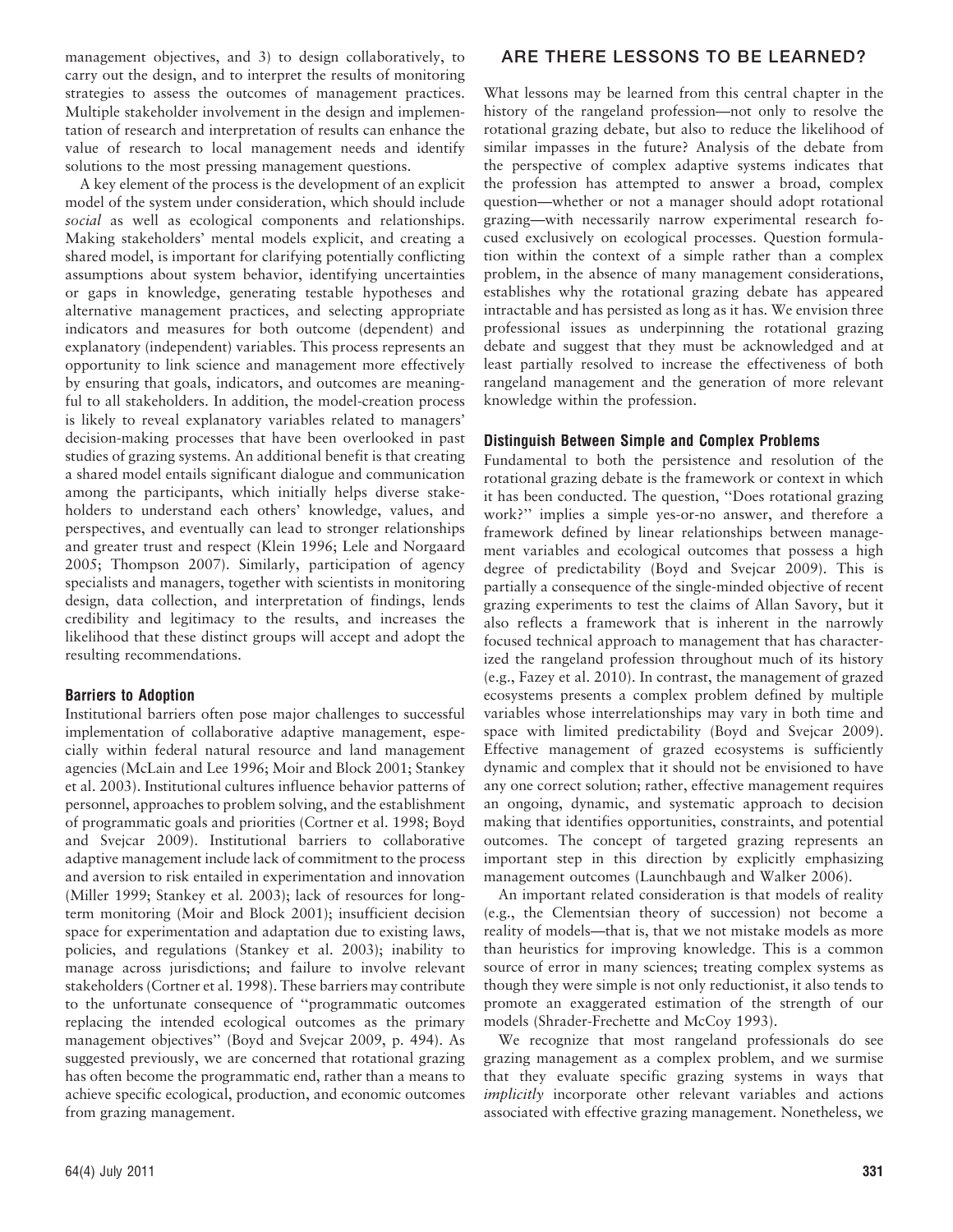management objectives, and 3) to design collaboratively, to carry out the design, and to interpret the results of monitoring strategies to assess the outcomes of management practices. Multiple stakeholder involvement in the design and implementation of research and interpretation of results can enhance the value of research to local management needs and identify solutions to the most pressing management questions.

A key element of the process is the development of an explicit model of the system under consideration, which should include *social* as well as ecological components and relationships. Making stakeholders' mental models explicit, and creating a shared model, is important for clarifying potentially conflicting assumptions about system behavior, identifying uncertainties or gaps in knowledge, generating testable hypotheses and alternative management practices, and selecting appropriate indicators and measures for both outcome (dependent) and explanatory (independent) variables. This process represents an opportunity to link science and management more effectively by ensuring that goals, indicators, and outcomes are meaningful to all stakeholders. In addition, the model-creation process is likely to reveal explanatory variables related to managers' decision-making processes that have been overlooked in past studies of grazing systems. An additional benefit is that creating a shared model entails significant dialogue and communication among the participants, which initially helps diverse stakeholders to understand each others' knowledge, values, and perspectives, and eventually can lead to stronger relationships and greater trust and respect (Klein 1996; Lele and Norgaard 2005; Thompson 2007). Similarly, participation of agency specialists and managers, together with scientists in monitoring design, data collection, and interpretation of findings, lends credibility and legitimacy to the results, and increases the likelihood that these distinct groups will accept and adopt the resulting recommendations.

### Barriers to Adoption

Institutional barriers often pose major challenges to successful implementation of collaborative adaptive management, especially within federal natural resource and land management agencies (McLain and Lee 1996; Moir and Block 2001; Stankey et al. 2003). Institutional cultures influence behavior patterns of personnel, approaches to problem solving, and the establishment of programmatic goals and priorities (Cortner et al. 1998; Boyd and Svejcar 2009). Institutional barriers to collaborative adaptive management include lack of commitment to the process and aversion to risk entailed in experimentation and innovation (Miller 1999; Stankey et al. 2003); lack of resources for long-term monitoring (Moir and Block 2001); insufficient decision space for experimentation and adaptation due to existing laws, policies, and regulations (Stankey et al. 2003); inability to manage across jurisdictions; and failure to involve relevant stakeholders (Cortner et al. 1998). These barriers may contribute to the unfortunate consequence of "programmatic outcomes replacing the intended ecological outcomes as the primary management objectives" (Boyd and Svejcar 2009, p. 494). As suggested previously, we are concerned that rotational grazing has often become the programmatic end, rather than a means to achieve specific ecological, production, and economic outcomes from grazing management.

## ARE THERE LESSONS TO BE LEARNED?

What lessons may be learned from this central chapter in the history of the rangeland profession—not only to resolve the rotational grazing debate, but also to reduce the likelihood of similar impasses in the future? Analysis of the debate from the perspective of complex adaptive systems indicates that the profession has attempted to answer a broad, complex question—whether or not a manager should adopt rotational grazing—with necessarily narrow experimental research focused exclusively on ecological processes. Question formulation within the context of a simple rather than a complex problem, in the absence of many management considerations, establishes why the rotational grazing debate has appeared intractable and has persisted as long as it has. We envision three professional issues as underpinning the rotational grazing debate and suggest that they must be acknowledged and at least partially resolved to increase the effectiveness of both rangeland management and the generation of more relevant knowledge within the profession.

### Distinguish Between Simple and Complex Problems

Fundamental to both the persistence and resolution of the rotational grazing debate is the framework or context in which it has been conducted. The question, "Does rotational grazing work?" implies a simple yes-or-no answer, and therefore a framework defined by linear relationships between management variables and ecological outcomes that possess a high degree of predictability (Boyd and Svejcar 2009). This is partially a consequence of the single-minded objective of recent grazing experiments to test the claims of Allan Savory, but it also reflects a framework that is inherent in the narrowly focused technical approach to management that has characterized the rangeland profession throughout much of its history (e.g., Fazey et al. 2010). In contrast, the management of grazed ecosystems presents a complex problem defined by multiple variables whose interrelationships may vary in both time and space with limited predictability (Boyd and Svejcar 2009). Effective management of grazed ecosystems is sufficiently dynamic and complex that it should not be envisioned to have any one correct solution; rather, effective management requires an ongoing, dynamic, and systematic approach to decision making that identifies opportunities, constraints, and potential outcomes. The concept of targeted grazing represents an important step in this direction by explicitly emphasizing management outcomes (Launchbaugh and Walker 2006).

An important related consideration is that models of reality (e.g., the Clementsian theory of succession) not become a reality of models—that is, that we not mistake models as more than heuristics for improving knowledge. This is a common source of error in many sciences; treating complex systems as though they were simple is not only reductionist, it also tends to promote an exaggerated estimation of the strength of our models (Shrader-Frechette and McCoy 1993).

We recognize that most rangeland professionals do see grazing management as a complex problem, and we surmise that they evaluate specific grazing systems in ways that *implicitly* incorporate other relevant variables and actions associated with effective grazing management. Nonetheless, we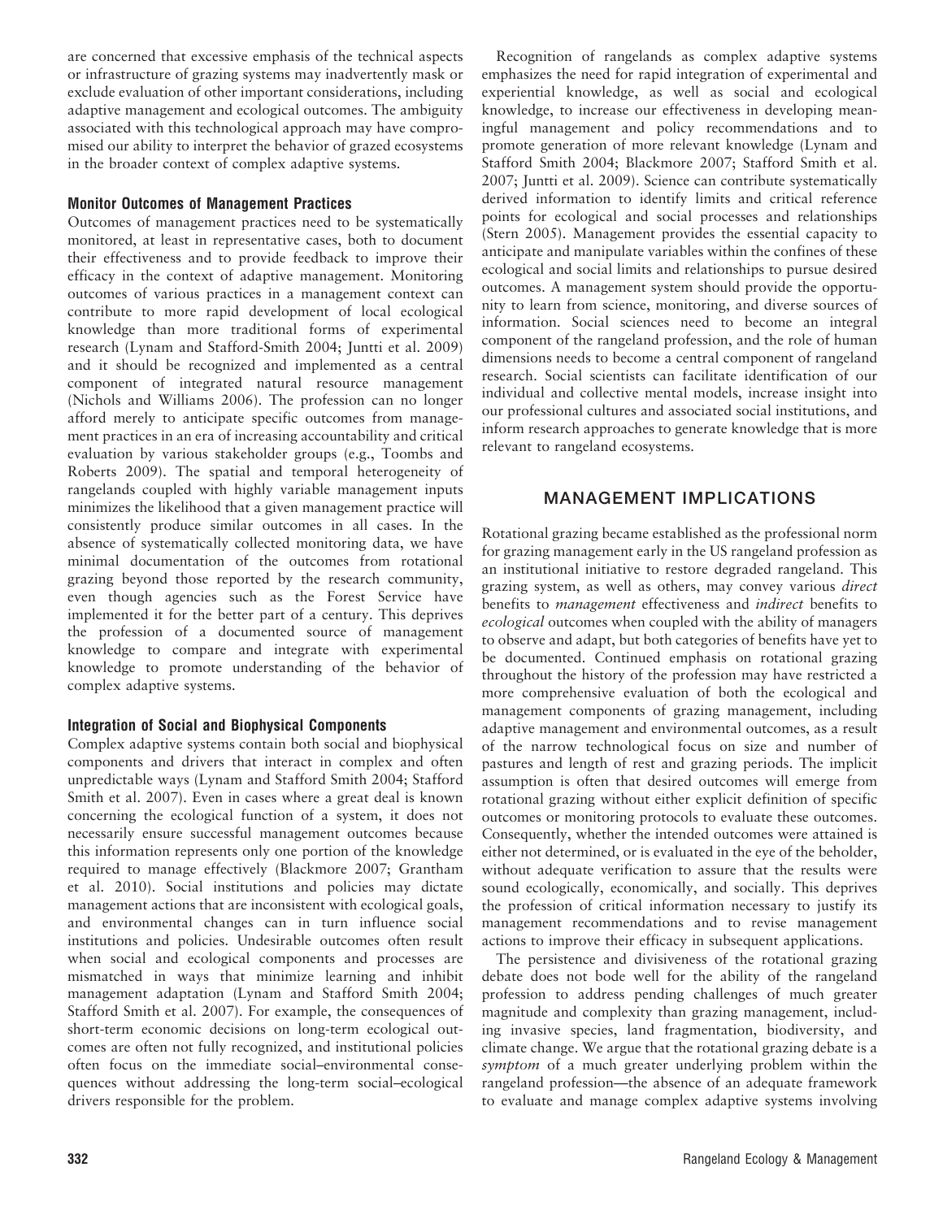are concerned that excessive emphasis of the technical aspects or infrastructure of grazing systems may inadvertently mask or exclude evaluation of other important considerations, including adaptive management and ecological outcomes. The ambiguity associated with this technological approach may have compromised our ability to interpret the behavior of grazed ecosystems in the broader context of complex adaptive systems.

### Monitor Outcomes of Management Practices

Outcomes of management practices need to be systematically monitored, at least in representative cases, both to document their effectiveness and to provide feedback to improve their efficacy in the context of adaptive management. Monitoring outcomes of various practices in a management context can contribute to more rapid development of local ecological knowledge than more traditional forms of experimental research (Lynam and Stafford-Smith 2004; Juntti et al. 2009) and it should be recognized and implemented as a central component of integrated natural resource management (Nichols and Williams 2006). The profession can no longer afford merely to anticipate specific outcomes from management practices in an era of increasing accountability and critical evaluation by various stakeholder groups (e.g., Toombs and Roberts 2009). The spatial and temporal heterogeneity of rangelands coupled with highly variable management inputs minimizes the likelihood that a given management practice will consistently produce similar outcomes in all cases. In the absence of systematically collected monitoring data, we have minimal documentation of the outcomes from rotational grazing beyond those reported by the research community, even though agencies such as the Forest Service have implemented it for the better part of a century. This deprives the profession of a documented source of management knowledge to compare and integrate with experimental knowledge to promote understanding of the behavior of complex adaptive systems.

### Integration of Social and Biophysical Components

Complex adaptive systems contain both social and biophysical components and drivers that interact in complex and often unpredictable ways (Lynam and Stafford Smith 2004; Stafford Smith et al. 2007). Even in cases where a great deal is known concerning the ecological function of a system, it does not necessarily ensure successful management outcomes because this information represents only one portion of the knowledge required to manage effectively (Blackmore 2007; Grantham et al. 2010). Social institutions and policies may dictate management actions that are inconsistent with ecological goals, and environmental changes can in turn influence social institutions and policies. Undesirable outcomes often result when social and ecological components and processes are mismatched in ways that minimize learning and inhibit management adaptation (Lynam and Stafford Smith 2004; Stafford Smith et al. 2007). For example, the consequences of short-term economic decisions on long-term ecological outcomes are often not fully recognized, and institutional policies often focus on the immediate social–environmental consequences without addressing the long-term social–ecological drivers responsible for the problem.

Recognition of rangelands as complex adaptive systems emphasizes the need for rapid integration of experimental and experiential knowledge, as well as social and ecological knowledge, to increase our effectiveness in developing meaningful management and policy recommendations and to promote generation of more relevant knowledge (Lynam and Stafford Smith 2004; Blackmore 2007; Stafford Smith et al. 2007; Juntti et al. 2009). Science can contribute systematically derived information to identify limits and critical reference points for ecological and social processes and relationships (Stern 2005). Management provides the essential capacity to anticipate and manipulate variables within the confines of these ecological and social limits and relationships to pursue desired outcomes. A management system should provide the opportunity to learn from science, monitoring, and diverse sources of information. Social sciences need to become an integral component of the rangeland profession, and the role of human dimensions needs to become a central component of rangeland research. Social scientists can facilitate identification of our individual and collective mental models, increase insight into our professional cultures and associated social institutions, and inform research approaches to generate knowledge that is more relevant to rangeland ecosystems.

## MANAGEMENT IMPLICATIONS

Rotational grazing became established as the professional norm for grazing management early in the US rangeland profession as an institutional initiative to restore degraded rangeland. This grazing system, as well as others, may convey various *direct* benefits to *management* effectiveness and *indirect* benefits to *ecological* outcomes when coupled with the ability of managers to observe and adapt, but both categories of benefits have yet to be documented. Continued emphasis on rotational grazing throughout the history of the profession may have restricted a more comprehensive evaluation of both the ecological and management components of grazing management, including adaptive management and environmental outcomes, as a result of the narrow technological focus on size and number of pastures and length of rest and grazing periods. The implicit assumption is often that desired outcomes will emerge from rotational grazing without either explicit definition of specific outcomes or monitoring protocols to evaluate these outcomes. Consequently, whether the intended outcomes were attained is either not determined, or is evaluated in the eye of the beholder, without adequate verification to assure that the results were sound ecologically, economically, and socially. This deprives the profession of critical information necessary to justify its management recommendations and to revise management actions to improve their efficacy in subsequent applications.

The persistence and divisiveness of the rotational grazing debate does not bode well for the ability of the rangeland profession to address pending challenges of much greater magnitude and complexity than grazing management, including invasive species, land fragmentation, biodiversity, and climate change. We argue that the rotational grazing debate is a *symptom* of a much greater underlying problem within the rangeland profession—the absence of an adequate framework to evaluate and manage complex adaptive systems involving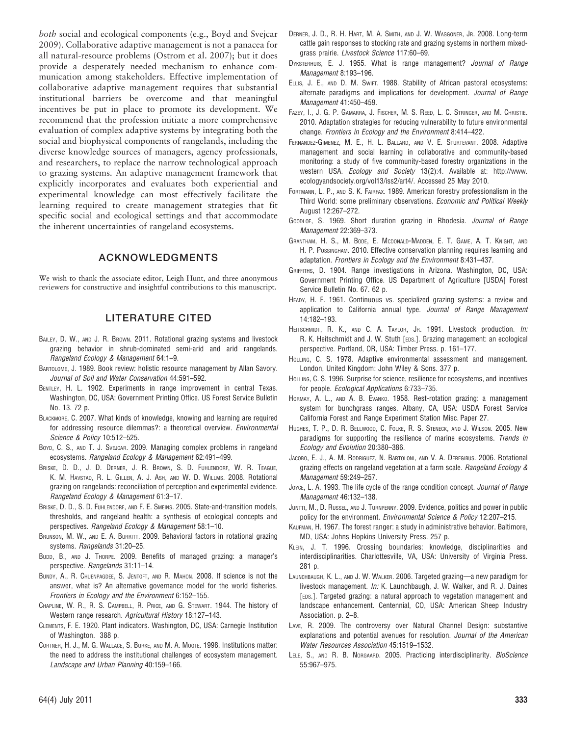*both* social and ecological components (e.g., Boyd and Svejcar 2009). Collaborative adaptive management is not a panacea for all natural-resource problems (Ostrom et al. 2007); but it does provide a desperately needed mechanism to enhance communication among stakeholders. Effective implementation of collaborative adaptive management requires that substantial institutional barriers be overcome and that meaningful incentives be put in place to promote its development. We recommend that the profession initiate a more comprehensive evaluation of complex adaptive systems by integrating both the social and biophysical components of rangelands, including the diverse knowledge sources of managers, agency professionals, and researchers, to replace the narrow technological approach to grazing systems. An adaptive management framework that explicitly incorporates and evaluates both experiential and experimental knowledge can most effectively facilitate the learning required to create management strategies that fit specific social and ecological settings and that accommodate the inherent uncertainties of rangeland ecosystems.

## ACKNOWLEDGMENTS

We wish to thank the associate editor, Leigh Hunt, and three anonymous reviewers for constructive and insightful contributions to this manuscript.

## LITERATURE CITED

Bailey, D. W., and J. R. Brown. 2011. Rotational grazing systems and livestock grazing behavior in shrub-dominated semi-arid and arid rangelands. *Rangeland Ecology & Management* 64:1–9.

Bartolome, J. 1989. Book review: holistic resource management by Allan Savory. *Journal of Soil and Water Conservation* 44:591–592.

Bentley, H. L. 1902. Experiments in range improvement in central Texas. Washington, DC, USA: Government Printing Office. US Forest Service Bulletin No. 13. 72 p.

Blackmore, C. 2007. What kinds of knowledge, knowing and learning are required for addressing resource dilemmas?: a theoretical overview. *Environmental Science & Policy* 10:512–525.

Boyd, C. S., and T. J. Svejcar. 2009. Managing complex problems in rangeland ecosystems. *Rangeland Ecology & Management* 62:491–499.

Briske, D. D., J. D. Derner, J. R. Brown, S. D. Fuhlendorf, W. R. Teague, K. M. Havstad, R. L. Gillen, A. J. Ash, and W. D. Willms. 2008. Rotational grazing on rangelands: reconciliation of perception and experimental evidence. *Rangeland Ecology & Management* 61:3–17.

Briske, D. D., S. D. Fuhlendorf, and F. E. Smeins. 2005. State-and-transition models, thresholds, and rangeland health: a synthesis of ecological concepts and perspectives. *Rangeland Ecology & Management* 58:1–10.

Brunson, M. W., and E. A. Burritt. 2009. Behavioral factors in rotational grazing systems. *Rangelands* 31:20–25.

Budd, B., and J. Thorpe. 2009. Benefits of managed grazing: a manager's perspective. *Rangelands* 31:11–14.

Bundy, A., R. Chuenpagdee, S. Jentoft, and R. Mahon. 2008. If science is not the answer, what is? An alternative governance model for the world fisheries. *Frontiers in Ecology and the Environment* 6:152–155.

Chapline, W. R., R. S. Campbell, R. Price, and G. Stewart. 1944. The history of Western range research. *Agricultural History* 18:127–143.

Clements, F. E. 1920. Plant indicators. Washington, DC, USA: Carnegie Institution of Washington. 388 p.

Cortner, H. J., M. G. Wallace, S. Burke, and M. A. Moote. 1998. Institutions matter: the need to address the institutional challenges of ecosystem management. *Landscape and Urban Planning* 40:159–166.

Derner, J. D., R. H. Hart, M. A. Smith, and J. W. Waggoner, Jr. 2008. Long-term cattle gain responses to stocking rate and grazing systems in northern mixed-grass prairie. *Livestock Science* 117:60–69.

Dyksterhuis, E. J. 1955. What is range management? *Journal of Range Management* 8:193–196.

Ellis, J. E., and D. M. Swift. 1988. Stability of African pastoral ecosystems: alternate paradigms and implications for development. *Journal of Range Management* 41:450–459.

Fazey, I., J. G. P. Gamarra, J. Fischer, M. S. Reed, L. C. Stringer, and M. Christie. 2010. Adaptation strategies for reducing vulnerability to future environmental change. *Frontiers in Ecology and the Environment* 8:414–422.

Fernandez-Gimenez, M. E., H. L. Ballard, and V. E. Sturtevant. 2008. Adaptive management and social learning in collaborative and community-based monitoring: a study of five community-based forestry organizations in the western USA. *Ecology and Society* 13(2):4. Available at: http://www.ecologyandsociety.org/vol13/iss2/art4/. Accessed 25 May 2010.

Fortmann, L. P., and S. K. Fairfax. 1989. American forestry professionalism in the Third World: some preliminary observations. *Economic and Political Weekly* August 12:267–272.

Goodloe, S. 1969. Short duration grazing in Rhodesia. *Journal of Range Management* 22:369–373.

Grantham, H. S., M. Bode, E. Mcdonald-Madden, E. T. Game, A. T. Knight, and H. P. Possingham. 2010. Effective conservation planning requires learning and adaptation. *Frontiers in Ecology and the Environment* 8:431–437.

Griffiths, D. 1904. Range investigations in Arizona. Washington, DC, USA: Government Printing Office. US Department of Agriculture [USDA] Forest Service Bulletin No. 67. 62 p.

Heady, H. F. 1961. Continuous vs. specialized grazing systems: a review and application to California annual type. *Journal of Range Management* 14:182–193.

Heitschmidt, R. K., and C. A. Taylor, Jr. 1991. Livestock production. *In:* R. K. Heitschmidt and J. W. Stuth [eds.]. Grazing management: an ecological perspective. Portland, OR, USA: Timber Press. p. 161–177.

Holling, C. S. 1978. Adaptive environmental assessment and management. London, United Kingdom: John Wiley & Sons. 377 p.

Holling, C. S. 1996. Surprise for science, resilience for ecosystems, and incentives for people. *Ecological Applications* 6:733–735.

Hormay, A. L., and A. B. Evanko. 1958. Rest-rotation grazing: a management system for bunchgrass ranges. Albany, CA, USA: USDA Forest Service California Forest and Range Experiment Station Misc. Paper 27.

Hughes, T. P., D. R. Bellwood, C. Folke, R. S. Steneck, and J. Wilson. 2005. New paradigms for supporting the resilience of marine ecosystems. *Trends in Ecology and Evolution* 20:380–386.

Jacobo, E. J., A. M. Rodriguez, N. Bartoloni, and V. A. Deregibus. 2006. Rotational grazing effects on rangeland vegetation at a farm scale. *Rangeland Ecology & Management* 59:249–257.

Joyce, L. A. 1993. The life cycle of the range condition concept. *Journal of Range Management* 46:132–138.

Juntti, M., D. Russel, and J. Turnpenny. 2009. Evidence, politics and power in public policy for the environment. *Environmental Science & Policy* 12:207–215.

Kaufman, H. 1967. The forest ranger: a study in administrative behavior. Baltimore, MD, USA: Johns Hopkins University Press. 257 p.

Klein, J. T. 1996. Crossing boundaries: knowledge, disciplinarities and interdisciplinarities. Charlottesville, VA, USA: University of Virginia Press. 281 p.

Launchbaugh, K. L., and J. W. Walker. 2006. Targeted grazing—a new paradigm for livestock management. *In:* K. Launchbaugh, J. W. Walker, and R. J. Daines [eds.]. Targeted grazing: a natural approach to vegetation management and landscape enhancement. Centennial, CO, USA: American Sheep Industry Association. p. 2–8.

Lave, R. 2009. The controversy over Natural Channel Design: substantive explanations and potential avenues for resolution. *Journal of the American Water Resources Association* 45:1519–1532.

Lele, S., and R. B. Norgaard. 2005. Practicing interdisciplinarity. *BioScience* 55:967–975.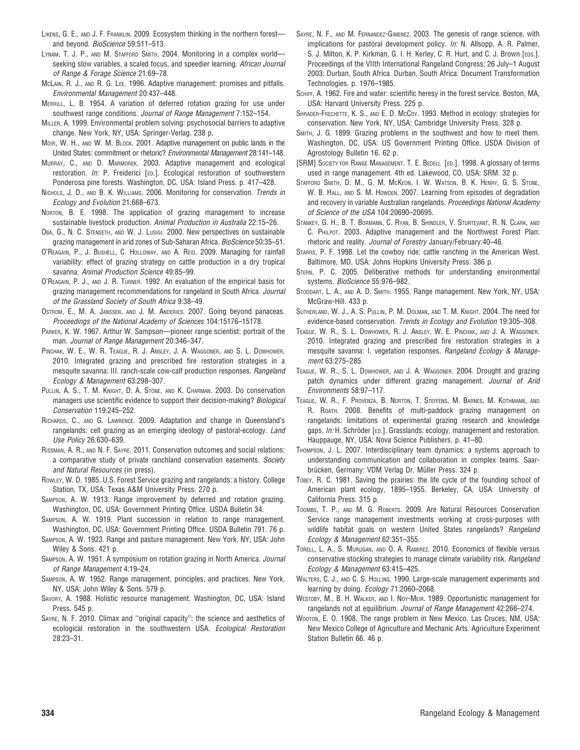Likens, G. E., and J. F. Franklin. 2009. Ecosystem thinking in the northern forest—and beyond. *BioScience* 59:511–513.

Lynam, T. J. P., and M. Stafford Smith. 2004. Monitoring in a complex world—seeking slow variables, a scaled focus, and speedier learning. *African Journal of Range & Forage Science* 21:69–78.

McLain, R. J., and R. G. Lee. 1996. Adaptive management: promises and pitfalls. *Environmental Management* 20:437–448.

Merrill, L. B. 1954. A variation of deferred rotation grazing for use under southwest range conditions. *Journal of Range Management* 7:152–154.

Miller, A. 1999. Environmental problem solving: psychosocial barriers to adaptive change. New York, NY, USA: Springer-Verlag. 238 p.

Moir, W. H., and W. M. Block. 2001. Adaptive management on public lands in the United States: commitment or rhetoric? *Environmental Management* 28:141–148.

Murray, C., and D. Marmorek. 2003. Adaptive management and ecological restoration. *In:* P. Freiderici [ed.]. Ecological restoration of southwestern Ponderosa pine forests. Washington, DC, USA: Island Press. p. 417–428.

Nichols, J. D., and B. K. Williams. 2006. Monitoring for conservation. *Trends in Ecology and Evolution* 21:668–673.

Norton, B. E. 1998. The application of grazing management to increase sustainable livestock production. *Animal Production in Australia* 22:15–26.

Oba, G., N. C. Stenseth, and W. J. Lusigi. 2000. New perspectives on sustainable grazing management in arid zones of Sub-Saharan Africa. *BioScience* 50:35–51.

O'Reagain, P., J. Bushell, C. Holloway, and A. Reid. 2009. Managing for rainfall variability: effect of grazing strategy on cattle production in a dry tropical savanna. *Animal Production Science* 49:85–99.

O'Reagain, P. J., and J. R. Turner. 1992. An evaluation of the empirical basis for grazing management recommendations for rangeland in South Africa. *Journal of the Grassland Society of South Africa* 9:38–49.

Ostrom, E., M. A. Janssen, and J. M. Anderies. 2007. Going beyond panaceas. *Proceedings of the National Academy of Sciences* 104:15176–15178.

Parker, K. W. 1967. Arthur W. Sampson—pioneer range scientist: portrait of the man. *Journal of Range Management* 20:346–347.

Pinchak, W. E., W. R. Teague, R. J. Ansley, J. A. Waggoner, and S. L. Dowhower. 2010. Integrated grazing and prescribed fire restoration strategies in a mesquite savanna: III. ranch-scale cow-calf production responses. *Rangeland Ecology & Management* 63:298–307.

Pullin, A. S., T. M. Knight, D. A. Stone, and K. Charman. 2003. Do conservation managers use scientific evidence to support their decision-making? *Biological Conservation* 119:245–252.

Richards, C., and G. Lawrence. 2009. Adaptation and change in Queensland's rangelands: cell grazing as an emerging ideology of pastoral-ecology. *Land Use Policy* 26:630–639.

Rissman, A. R., and N. F. Sayre. 2011. Conservation outcomes and social relations: a comparative study of private ranchland conservation easements. *Society and Natural Resources* (in press).

Rowley, W. D. 1985. U.S. Forest Service grazing and rangelands: a history. College Station, TX, USA: Texas A&M University Press. 270 p.

Sampson, A. W. 1913. Range improvement by deferred and rotation grazing. Washington, DC, USA: Government Printing Office. USDA Bulletin 34.

Sampson, A. W. 1919. Plant succession in relation to range management. Washington, DC, USA: Government Printing Office. USDA Bulletin 791. 76 p.

Sampson, A. W. 1923. Range and pasture management. New York, NY, USA: John Wiley & Sons. 421 p.

Sampson, A. W. 1951. A symposium on rotation grazing in North America. *Journal of Range Management* 4:19–24.

Sampson, A. W. 1952. Range management, principles, and practices. New York, NY, USA: John Wiley & Sons. 579 p.

Savory, A. 1988. Holistic resource management. Washington, DC, USA: Island Press. 545 p.

Sayre, N. F. 2010. Climax and ''original capacity'': the science and aesthetics of ecological restoration in the southwestern USA. *Ecological Restoration* 28:23–31.

Sayre, N. F., and M. Fernandez-Gimenez. 2003. The genesis of range science, with implications for pastoral development policy. *In:* N. Allsopp, A. R. Palmer, S. J. Milton, K. P. Kirkman, G. I. H. Kerley, C. R. Hurt, and C. J. Brown [eds.]. Proceedings of the VIIth International Rangeland Congress; 26 July–1 August 2003; Durban, South Africa. Durban, South Africa: Document Transformation Technologies. p. 1976–1985.

Schiff, A. 1962. Fire and water: scientific heresy in the forest service. Boston, MA, USA: Harvard University Press. 225 p.

Shrader-Frechette, K. S., and E. D. McCoy. 1993. Method in ecology: strategies for conservation. New York, NY, USA: Cambridge University Press. 328 p.

Smith, J. G. 1899. Grazing problems in the southwest and how to meet them. Washington, DC, USA: US Government Printing Office. USDA Division of Agrostology Bulletin 16. 62 p.

[SRM] Society for Range Management. T. E. Bedell [ed.]. 1998. A glossary of terms used in range management. 4th ed. Lakewood, CO, USA: SRM. 32 p.

Stafford Smith, D. M., G. M. McKeon, I. W. Watson, B. K. Henry, G. S. Stone, W. B. Hall, and S. M. Howden. 2007. Learning from episodes of degradation and recovery in variable Australian rangelands. *Proceedings National Academy of Science of the USA* 104:20690–20695.

Stankey, G. H., B. T. Bormann, C. Ryan, B. Shindler, V. Sturtevant, R. N. Clark, and C. Philpot. 2003. Adaptive management and the Northwest Forest Plan: rhetoric and reality. *Journal of Forestry* January/February:40–46.

Starrs, P. F. 1998. Let the cowboy ride: cattle ranching in the American West. Baltimore, MD, USA: Johns Hopkins University Press. 386 p.

Stern, P. C. 2005. Deliberative methods for understanding environmental systems. *BioScience* 55:976–982.

Stoddart, L. A., and A. D. Smith. 1955. Range management. New York, NY, USA: McGraw-Hill. 433 p.

Sutherland, W. J., A. S. Pullin, P. M. Dolman, and T. M. Knight. 2004. The need for evidence-based conservation. *Trends in Ecology and Evolution* 19:305–308.

Teague, W. R., S. L. Dowhower, R. J. Ansley, W. E. Pinchak, and J. A. Waggoner. 2010. Integrated grazing and prescribed fire restoration strategies in a mesquite savanna: I. vegetation responses. *Rangeland Ecology & Management* 63:275–285.

Teague, W. R., S. L. Dowhower, and J. A. Waggoner. 2004. Drought and grazing patch dynamics under different grazing management. *Journal of Arid Environments* 58:97–117.

Teague, W. R., F. Provenza, B. Norton, T. Steffens, M. Barnes, M. Kothmann, and R. Roath. 2008. Benefits of multi-paddock grazing management on rangelands: limitations of experimental grazing research and knowledge gaps. *In:* H. Schröder [ed.]. Grasslands: ecology, management and restoration. Hauppauge, NY, USA: Nova Science Publishers. p. 41–80.

Thompson, J. L. 2007. Interdisciplinary team dynamics: a systems approach to understanding communication and collaboration in complex teams. Saarbrücken, Germany: VDM Verlag Dr. Müller Press. 324 p.

Tobey, R. C. 1981. Saving the prairies: the life cycle of the founding school of American plant ecology, 1895–1955. Berkeley, CA, USA: University of California Press. 315 p.

Toombs, T. P., and M. G. Roberts. 2009. Are Natural Resources Conservation Service range management investments working at cross-purposes with wildlife habitat goals on western United States rangelands? *Rangeland Ecology & Management* 62:351–355.

Torell, L. A., S. Murugan, and O. A. Ramirez. 2010. Economics of flexible versus conservative stocking strategies to manage climate variability risk. *Rangeland Ecology & Management* 63:415–425.

Walters, C. J., and C. S. Holling. 1990. Large-scale management experiments and learning by doing. *Ecology* 71:2060–2068.

Westoby, M., B. H. Walker, and I. Noy-Meir. 1989. Opportunistic management for rangelands not at equilibrium. *Journal of Range Management* 42:266–274.

Wooton, E. O. 1908. The range problem in New Mexico. Las Cruces, NM, USA: New Mexico College of Agriculture and Mechanic Arts. Agriculture Experiment Station Bulletin 66. 46 p.